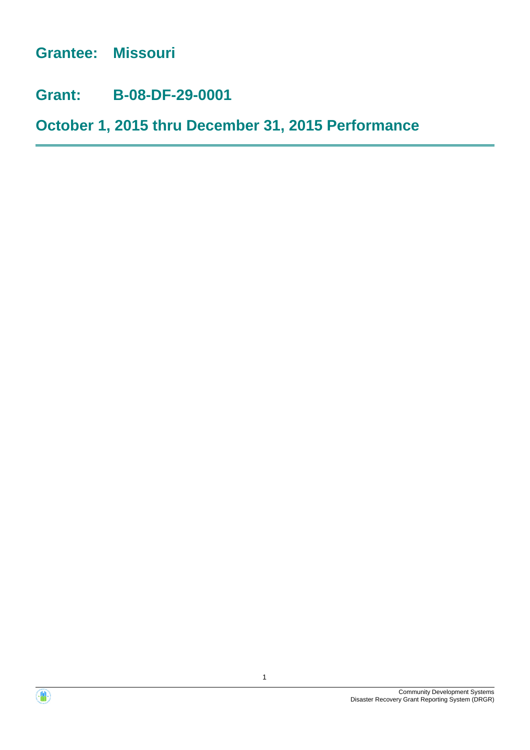# Grantee: Missouri

# Grant: B-08-DF-29-0001

# October 1, 2015 thru December 31, 2015 Performance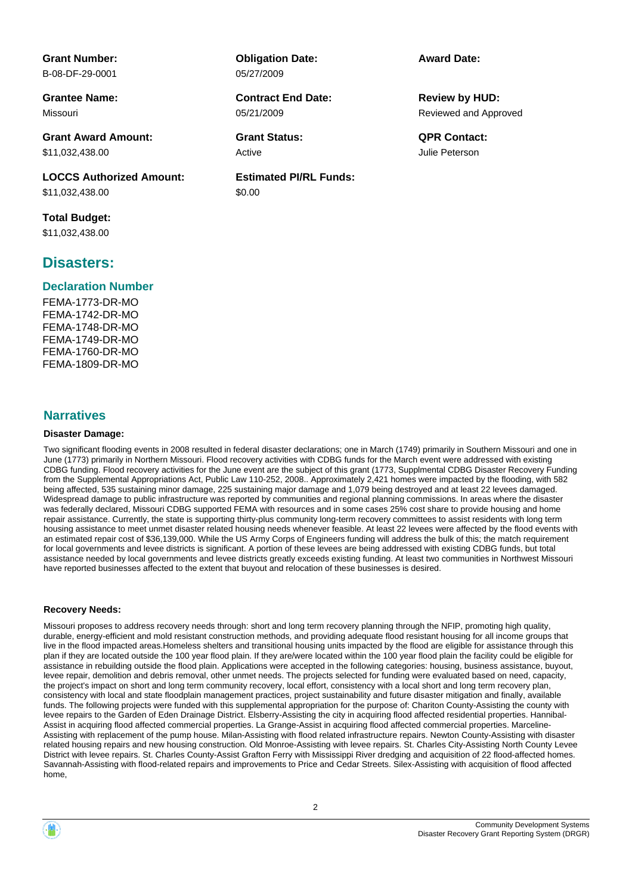**Grant Number:**
B-08-DF-29-0001

**Obligation Date:**
05/27/2009

**Award Date:**

**Grantee Name:**
Missouri

**Contract End Date:**
05/21/2009

**Review by HUD:**
Reviewed and Approved

**Grant Award Amount:**
$11,032,438.00

**Grant Status:**
Active

**QPR Contact:**
Julie Peterson

**LOCCS Authorized Amount:**
$11,032,438.00

**Estimated PI/RL Funds:**
$0.00

**Total Budget:**
$11,032,438.00

## Disasters:

### Declaration Number

FEMA-1773-DR-MO
FEMA-1742-DR-MO
FEMA-1748-DR-MO
FEMA-1749-DR-MO
FEMA-1760-DR-MO
FEMA-1809-DR-MO

## Narratives

#### Disaster Damage:

Two significant flooding events in 2008 resulted in federal disaster declarations; one in March (1749) primarily in Southern Missouri and one in June (1773) primarily in Northern Missouri. Flood recovery activities with CDBG funds for the March event were addressed with existing CDBG funding. Flood recovery activities for the June event are the subject of this grant (1773, Supplmental CDBG Disaster Recovery Funding from the Supplemental Appropriations Act, Public Law 110-252, 2008.. Approximately 2,421 homes were impacted by the flooding, with 582 being affected, 535 sustaining minor damage, 225 sustaining major damage and 1,079 being destroyed and at least 22 levees damaged. Widespread damage to public infrastructure was reported by communities and regional planning commissions. In areas where the disaster was federally declared, Missouri CDBG supported FEMA with resources and in some cases 25% cost share to provide housing and home repair assistance. Currently, the state is supporting thirty-plus community long-term recovery committees to assist residents with long term housing assistance to meet unmet disaster related housing needs whenever feasible. At least 22 levees were affected by the flood events with an estimated repair cost of $36,139,000. While the US Army Corps of Engineers funding will address the bulk of this; the match requirement for local governments and levee districts is significant. A portion of these levees are being addressed with existing CDBG funds, but total assistance needed by local governments and levee districts greatly exceeds existing funding. At least two communities in Northwest Missouri have reported businesses affected to the extent that buyout and relocation of these businesses is desired.

#### Recovery Needs:

Missouri proposes to address recovery needs through: short and long term recovery planning through the NFIP, promoting high quality, durable, energy-efficient and mold resistant construction methods, and providing adequate flood resistant housing for all income groups that live in the flood impacted areas.Homeless shelters and transitional housing units impacted by the flood are eligible for assistance through this plan if they are located outside the 100 year flood plain. If they are/were located within the 100 year flood plain the facility could be eligible for assistance in rebuilding outside the flood plain. Applications were accepted in the following categories: housing, business assistance, buyout, levee repair, demolition and debris removal, other unmet needs. The projects selected for funding were evaluated based on need, capacity, the project's impact on short and long term community recovery, local effort, consistency with a local short and long term recovery plan, consistency with local and state floodplain management practices, project sustainability and future disaster mitigation and finally, available funds. The following projects were funded with this supplemental appropriation for the purpose of: Chariton County-Assisting the county with levee repairs to the Garden of Eden Drainage District. Elsberry-Assisting the city in acquiring flood affected residential properties. Hannibal-Assist in acquiring flood affected commercial properties. La Grange-Assist in acquiring flood affected commercial properties. Marceline-Assisting with replacement of the pump house. Milan-Assisting with flood related infrastructure repairs. Newton County-Assisting with disaster related housing repairs and new housing construction. Old Monroe-Assisting with levee repairs. St. Charles City-Assisting North County Levee District with levee repairs. St. Charles County-Assist Grafton Ferry with Mississippi River dredging and acquisition of 22 flood-affected homes. Savannah-Assisting with flood-related repairs and improvements to Price and Cedar Streets. Silex-Assisting with acquisition of flood affected home,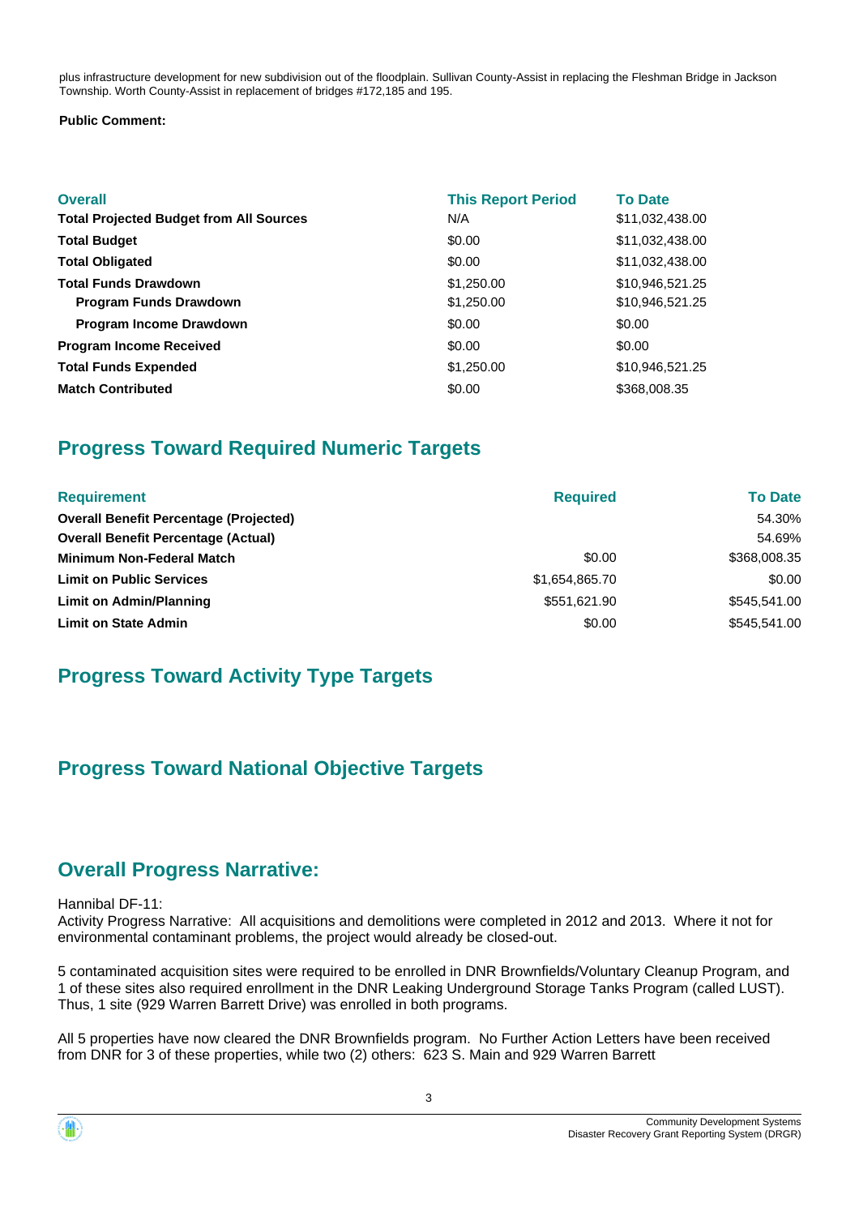plus infrastructure development for new subdivision out of the floodplain. Sullivan County-Assist in replacing the Fleshman Bridge in Jackson Township. Worth County-Assist in replacement of bridges #172,185 and 195.

**Public Comment:**

| Overall | This Report Period | To Date |
|---|---|---|
| **Total Projected Budget from All Sources** | N/A | $11,032,438.00 |
| **Total Budget** | $0.00 | $11,032,438.00 |
| **Total Obligated** | $0.00 | $11,032,438.00 |
| **Total Funds Drawdown** | $1,250.00 | $10,946,521.25 |
| **Program Funds Drawdown** | $1,250.00 | $10,946,521.25 |
| **Program Income Drawdown** | $0.00 | $0.00 |
| **Program Income Received** | $0.00 | $0.00 |
| **Total Funds Expended** | $1,250.00 | $10,946,521.25 |
| **Match Contributed** | $0.00 | $368,008.35 |

## Progress Toward Required Numeric Targets

| Requirement | Required | To Date |
|---|---|---|
| **Overall Benefit Percentage (Projected)** | | 54.30% |
| **Overall Benefit Percentage (Actual)** | | 54.69% |
| **Minimum Non-Federal Match** | $0.00 | $368,008.35 |
| **Limit on Public Services** | $1,654,865.70 | $0.00 |
| **Limit on Admin/Planning** | $551,621.90 | $545,541.00 |
| **Limit on State Admin** | $0.00 | $545,541.00 |

## Progress Toward Activity Type Targets

## Progress Toward National Objective Targets

## Overall Progress Narrative:

Hannibal DF-11:
Activity Progress Narrative: All acquisitions and demolitions were completed in 2012 and 2013. Where it not for environmental contaminant problems, the project would already be closed-out.

5 contaminated acquisition sites were required to be enrolled in DNR Brownfields/Voluntary Cleanup Program, and 1 of these sites also required enrollment in the DNR Leaking Underground Storage Tanks Program (called LUST). Thus, 1 site (929 Warren Barrett Drive) was enrolled in both programs.

All 5 properties have now cleared the DNR Brownfields program. No Further Action Letters have been received from DNR for 3 of these properties, while two (2) others: 623 S. Main and 929 Warren Barrett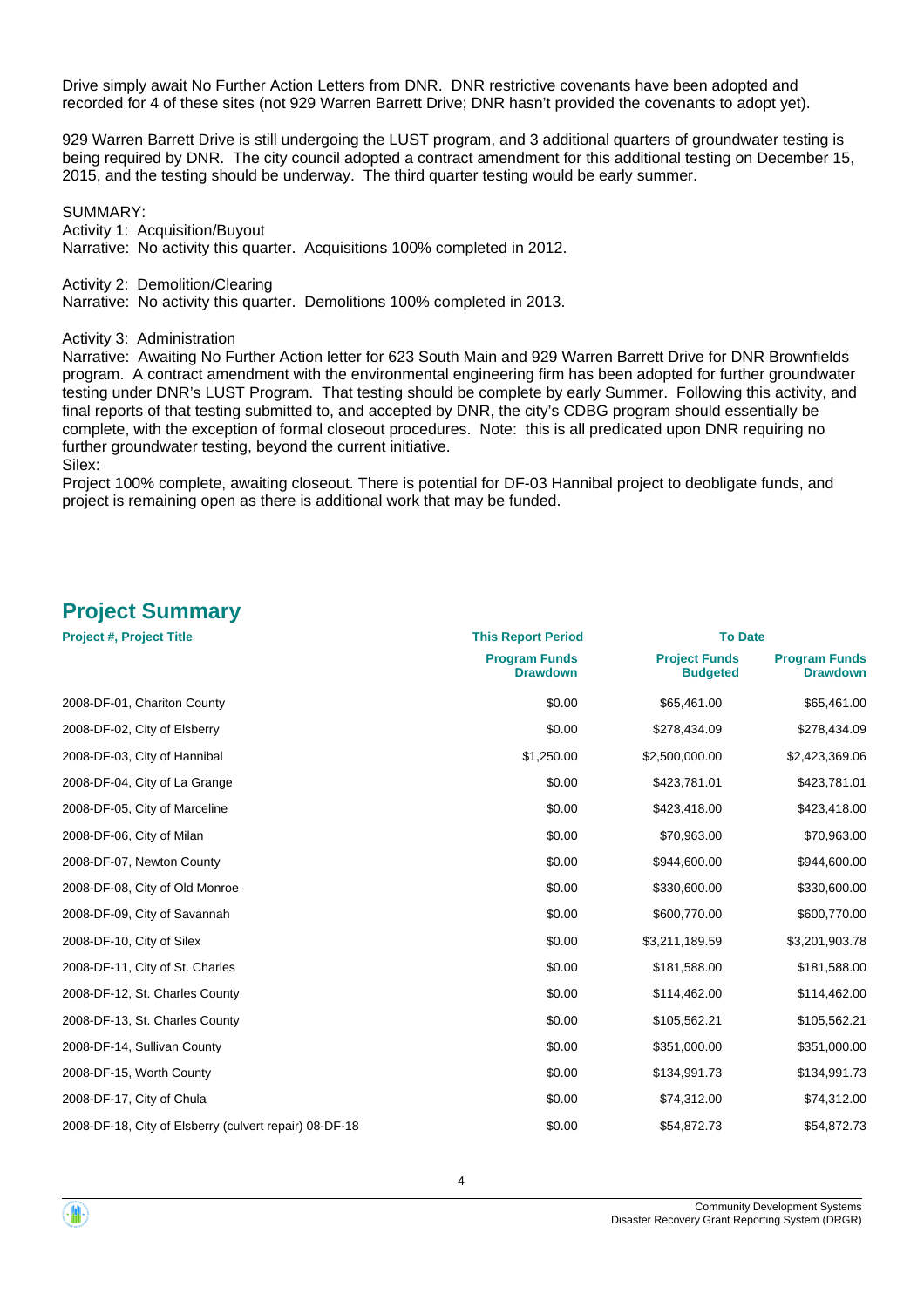Drive simply await No Further Action Letters from DNR. DNR restrictive covenants have been adopted and recorded for 4 of these sites (not 929 Warren Barrett Drive; DNR hasn't provided the covenants to adopt yet).

929 Warren Barrett Drive is still undergoing the LUST program, and 3 additional quarters of groundwater testing is being required by DNR. The city council adopted a contract amendment for this additional testing on December 15, 2015, and the testing should be underway. The third quarter testing would be early summer.

SUMMARY:
Activity 1: Acquisition/Buyout
Narrative: No activity this quarter. Acquisitions 100% completed in 2012.

Activity 2: Demolition/Clearing
Narrative: No activity this quarter. Demolitions 100% completed in 2013.

Activity 3: Administration
Narrative: Awaiting No Further Action letter for 623 South Main and 929 Warren Barrett Drive for DNR Brownfields program. A contract amendment with the environmental engineering firm has been adopted for further groundwater testing under DNR's LUST Program. That testing should be complete by early Summer. Following this activity, and final reports of that testing submitted to, and accepted by DNR, the city's CDBG program should essentially be complete, with the exception of formal closeout procedures. Note: this is all predicated upon DNR requiring no further groundwater testing, beyond the current initiative.
Silex:
Project 100% complete, awaiting closeout. There is potential for DF-03 Hannibal project to deobligate funds, and project is remaining open as there is additional work that may be funded.

## Project Summary

| Project #, Project Title | This Report Period | To Date | |
|---|---|---|---|
| | Program Funds Drawdown | Project Funds Budgeted | Program Funds Drawdown |
| 2008-DF-01, Chariton County | $0.00 | $65,461.00 | $65,461.00 |
| 2008-DF-02, City of Elsberry | $0.00 | $278,434.09 | $278,434.09 |
| 2008-DF-03, City of Hannibal | $1,250.00 | $2,500,000.00 | $2,423,369.06 |
| 2008-DF-04, City of La Grange | $0.00 | $423,781.01 | $423,781.01 |
| 2008-DF-05, City of Marceline | $0.00 | $423,418.00 | $423,418.00 |
| 2008-DF-06, City of Milan | $0.00 | $70,963.00 | $70,963.00 |
| 2008-DF-07, Newton County | $0.00 | $944,600.00 | $944,600.00 |
| 2008-DF-08, City of Old Monroe | $0.00 | $330,600.00 | $330,600.00 |
| 2008-DF-09, City of Savannah | $0.00 | $600,770.00 | $600,770.00 |
| 2008-DF-10, City of Silex | $0.00 | $3,211,189.59 | $3,201,903.78 |
| 2008-DF-11, City of St. Charles | $0.00 | $181,588.00 | $181,588.00 |
| 2008-DF-12, St. Charles County | $0.00 | $114,462.00 | $114,462.00 |
| 2008-DF-13, St. Charles County | $0.00 | $105,562.21 | $105,562.21 |
| 2008-DF-14, Sullivan County | $0.00 | $351,000.00 | $351,000.00 |
| 2008-DF-15, Worth County | $0.00 | $134,991.73 | $134,991.73 |
| 2008-DF-17, City of Chula | $0.00 | $74,312.00 | $74,312.00 |
| 2008-DF-18, City of Elsberry (culvert repair) 08-DF-18 | $0.00 | $54,872.73 | $54,872.73 |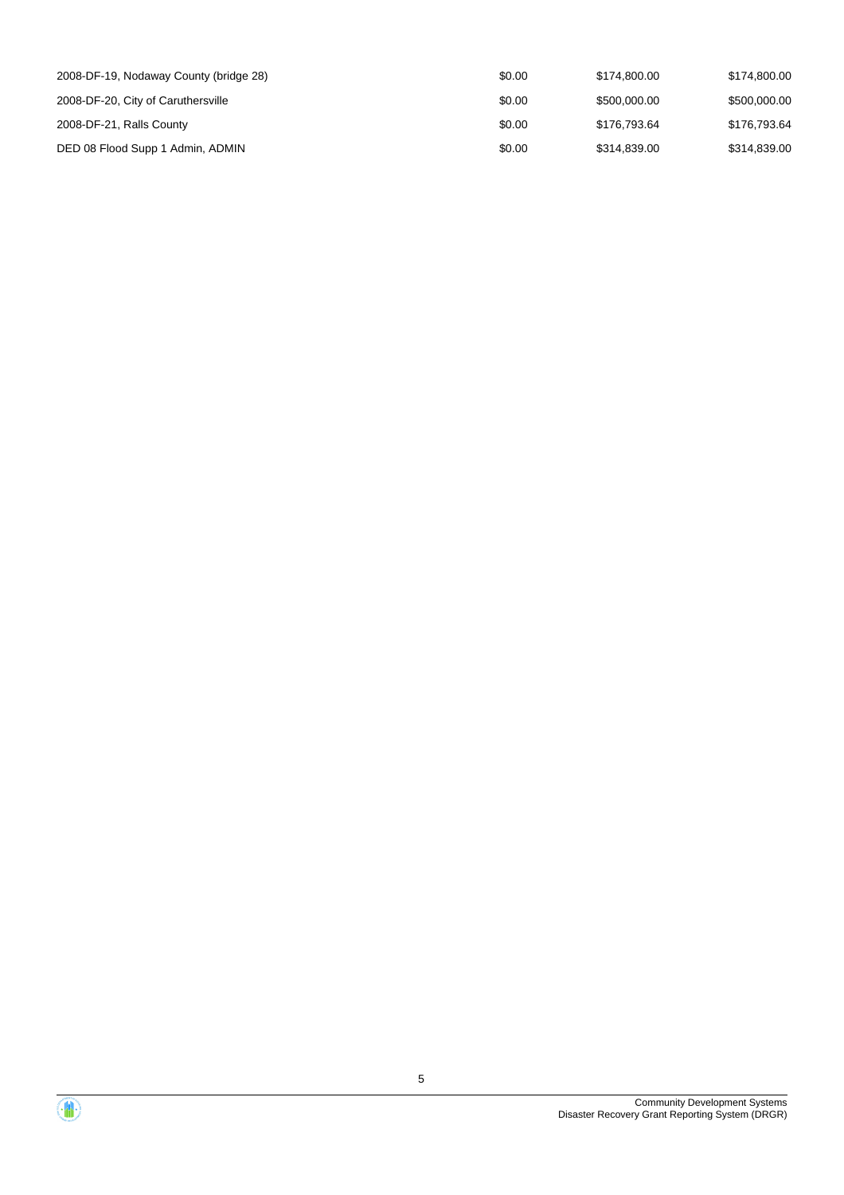| | | | |
|---|---|---|---|
| 2008-DF-19, Nodaway County (bridge 28) | $0.00 | $174,800.00 | $174,800.00 |
| 2008-DF-20, City of Caruthersville | $0.00 | $500,000.00 | $500,000.00 |
| 2008-DF-21, Ralls County | $0.00 | $176,793.64 | $176,793.64 |
| DED 08 Flood Supp 1 Admin, ADMIN | $0.00 | $314,839.00 | $314,839.00 |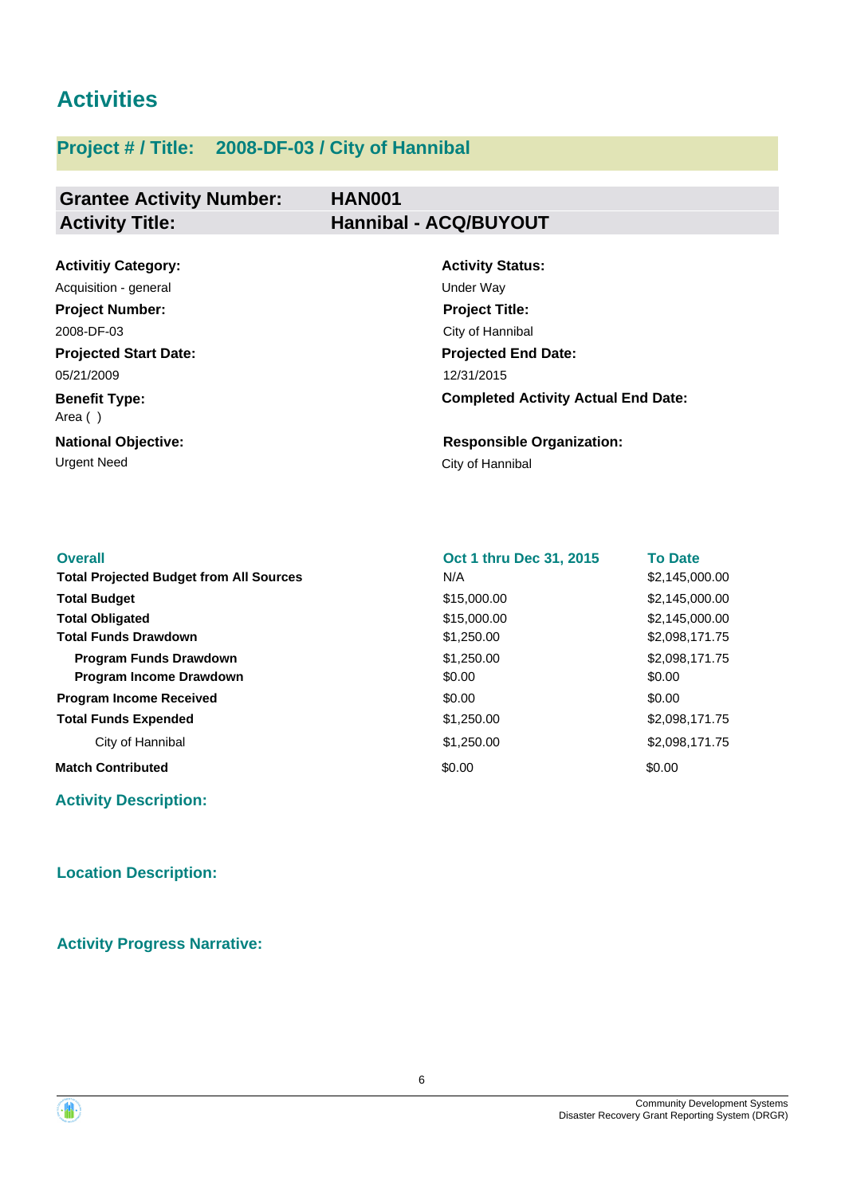# Activities

## Project # / Title: 2008-DF-03 / City of Hannibal

| **Grantee Activity Number:** | **HAN001** |
|---|---|
| **Activity Title:** | **Hannibal - ACQ/BUYOUT** |

**Activitiy Category:**
Acquisition - general

**Activity Status:**
Under Way

**Project Number:**
2008-DF-03

**Project Title:**
City of Hannibal

**Projected Start Date:**
05/21/2009

**Projected End Date:**
12/31/2015

**Benefit Type:**
Area ( )

**Completed Activity Actual End Date:**

**National Objective:**
Urgent Need

**Responsible Organization:**
City of Hannibal

| Overall | Oct 1 thru Dec 31, 2015 | To Date |
|---|---|---|
| **Total Projected Budget from All Sources** | N/A | $2,145,000.00 |
| **Total Budget** | $15,000.00 | $2,145,000.00 |
| **Total Obligated** | $15,000.00 | $2,145,000.00 |
| **Total Funds Drawdown** | $1,250.00 | $2,098,171.75 |
| **Program Funds Drawdown** | $1,250.00 | $2,098,171.75 |
| **Program Income Drawdown** | $0.00 | $0.00 |
| **Program Income Received** | $0.00 | $0.00 |
| **Total Funds Expended** | $1,250.00 | $2,098,171.75 |
| City of Hannibal | $1,250.00 | $2,098,171.75 |
| **Match Contributed** | $0.00 | $0.00 |

### Activity Description:

### Location Description:

### Activity Progress Narrative: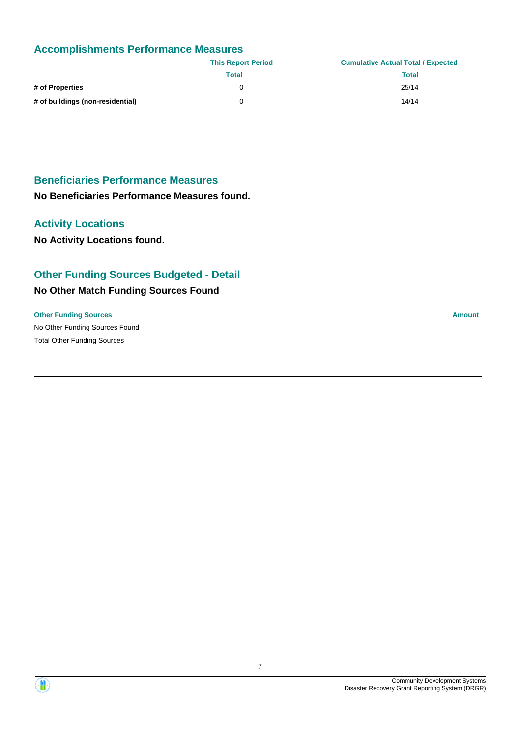## Accomplishments Performance Measures

| | This Report Period | Cumulative Actual Total / Expected |
|---|---|---|
| | Total | Total |
| **# of Properties** | 0 | 25/14 |
| **# of buildings (non-residential)** | 0 | 14/14 |

## Beneficiaries Performance Measures

**No Beneficiaries Performance Measures found.**

## Activity Locations

**No Activity Locations found.**

## Other Funding Sources Budgeted - Detail

**No Other Match Funding Sources Found**

| Other Funding Sources | Amount |
|---|---|
| No Other Funding Sources Found | |
| Total Other Funding Sources | |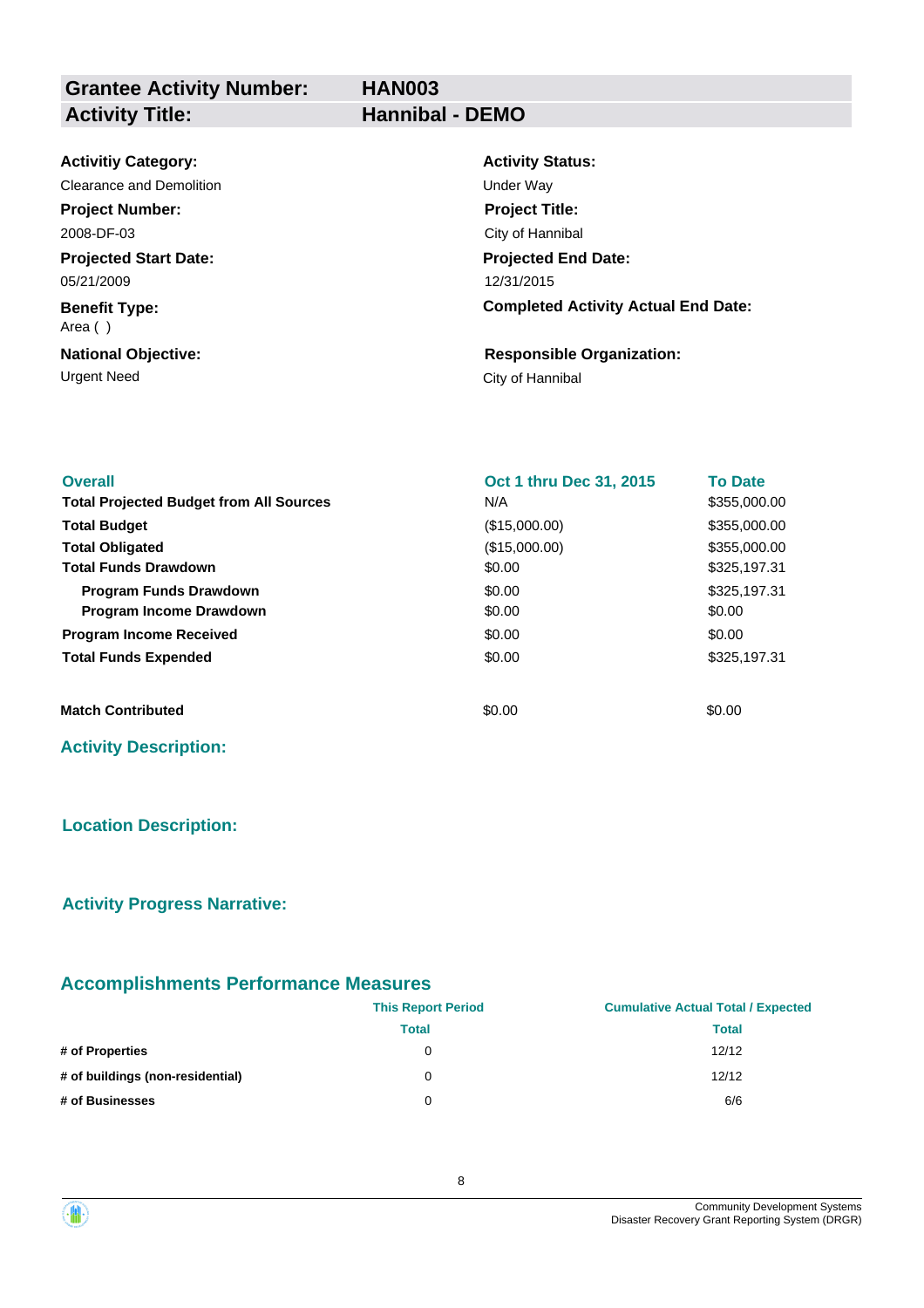| **Grantee Activity Number:** | **HAN003** |
|---|---|
| **Activity Title:** | **Hannibal - DEMO** |

**Activitiy Category:**
Clearance and Demolition

**Activity Status:**
Under Way

**Project Number:**
2008-DF-03

**Project Title:**
City of Hannibal

**Projected Start Date:**
05/21/2009

**Projected End Date:**
12/31/2015

**Benefit Type:**
Area ( )

**Completed Activity Actual End Date:**

**National Objective:**
Urgent Need

**Responsible Organization:**
City of Hannibal

| Overall | Oct 1 thru Dec 31, 2015 | To Date |
|---|---|---|
| **Total Projected Budget from All Sources** | N/A | $355,000.00 |
| **Total Budget** | ($15,000.00) | $355,000.00 |
| **Total Obligated** | ($15,000.00) | $355,000.00 |
| **Total Funds Drawdown** | $0.00 | $325,197.31 |
| **Program Funds Drawdown** | $0.00 | $325,197.31 |
| **Program Income Drawdown** | $0.00 | $0.00 |
| **Program Income Received** | $0.00 | $0.00 |
| **Total Funds Expended** | $0.00 | $325,197.31 |
| **Match Contributed** | $0.00 | $0.00 |

## Activity Description:

## Location Description:

## Activity Progress Narrative:

## Accomplishments Performance Measures

| | This Report Period | Cumulative Actual Total / Expected |
|---|---|---|
| | Total | Total |
| **# of Properties** | 0 | 12/12 |
| **# of buildings (non-residential)** | 0 | 12/12 |
| **# of Businesses** | 0 | 6/6 |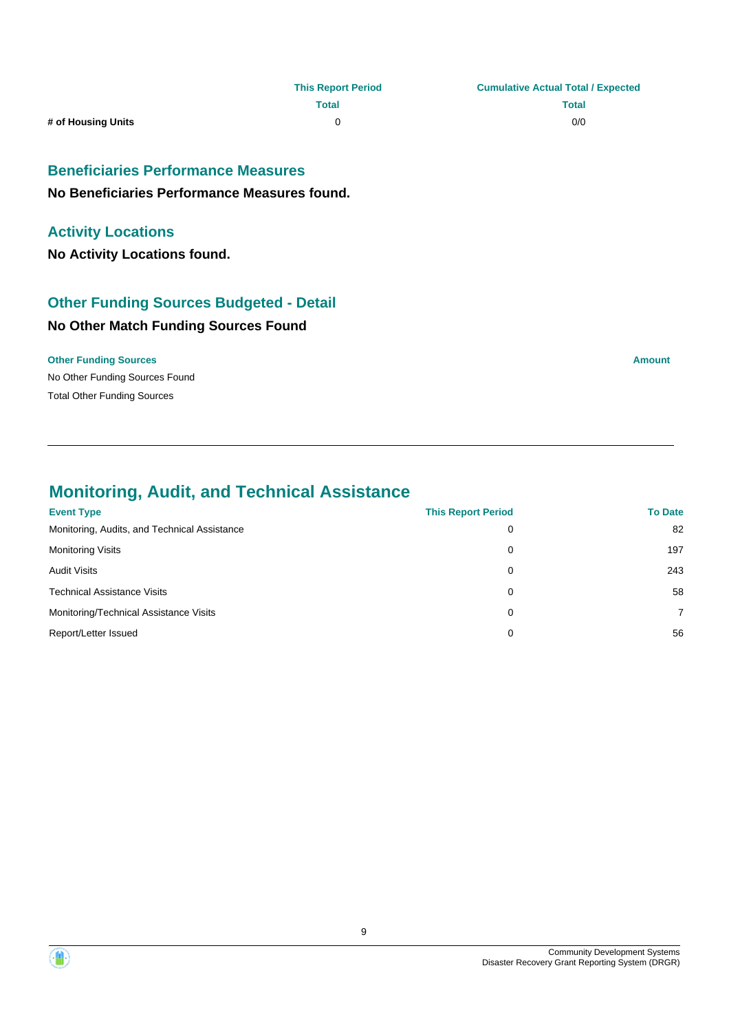| | This Report Period | Cumulative Actual Total / Expected |
| --- | --- | --- |
| | Total | Total |
| **# of Housing Units** | 0 | 0/0 |

## Beneficiaries Performance Measures

**No Beneficiaries Performance Measures found.**

## Activity Locations

**No Activity Locations found.**

## Other Funding Sources Budgeted - Detail

### No Other Match Funding Sources Found

| Other Funding Sources | Amount |
| --- | --- |
| No Other Funding Sources Found | |
| Total Other Funding Sources | |

---

# Monitoring, Audit, and Technical Assistance

| Event Type | This Report Period | To Date |
| --- | --- | --- |
| Monitoring, Audits, and Technical Assistance | 0 | 82 |
| Monitoring Visits | 0 | 197 |
| Audit Visits | 0 | 243 |
| Technical Assistance Visits | 0 | 58 |
| Monitoring/Technical Assistance Visits | 0 | 7 |
| Report/Letter Issued | 0 | 56 |